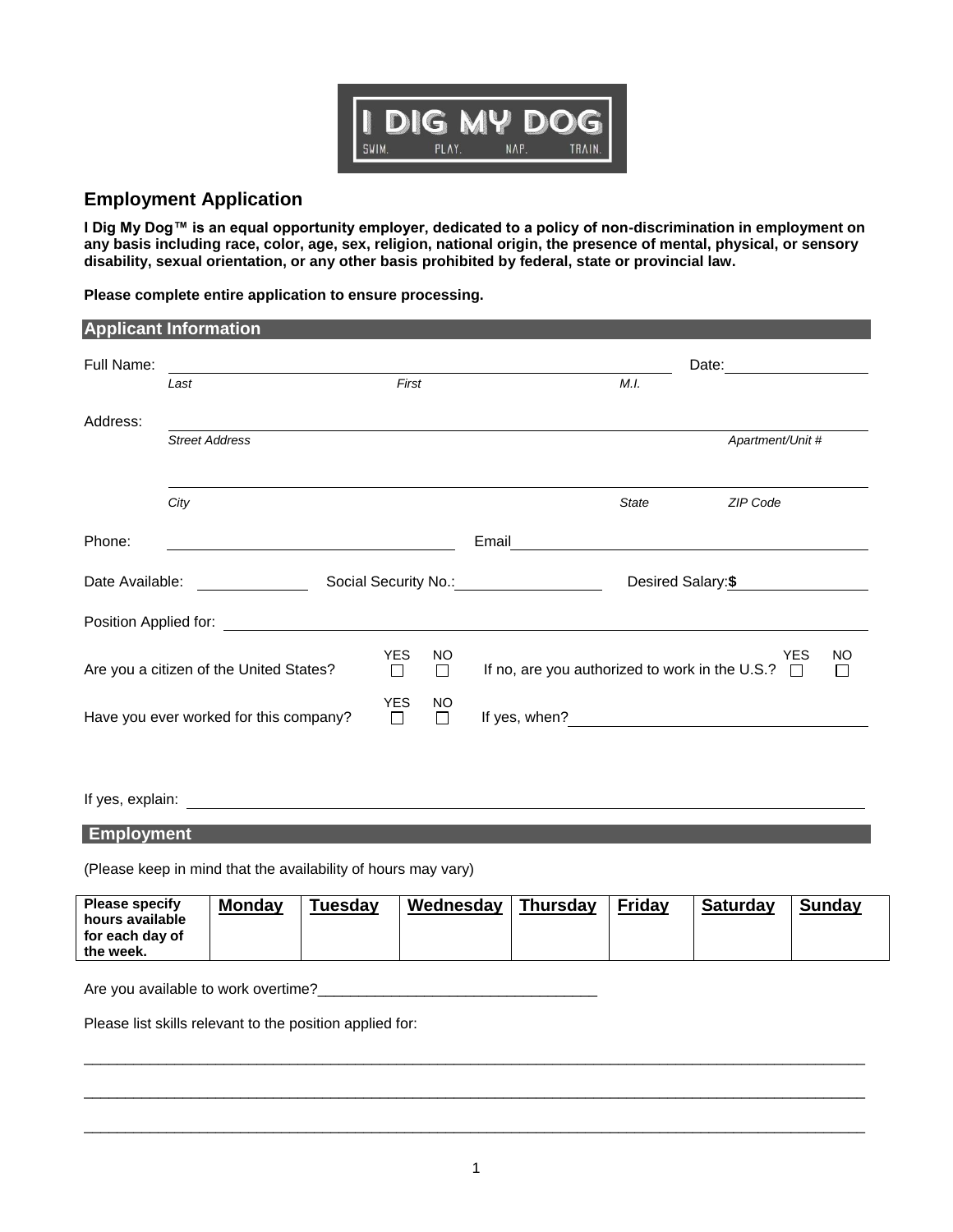I DIG MY DOG
SWIM. PLAY. NAP. TRAIN.

## Employment Application

**I Dig My Dog™ is an equal opportunity employer, dedicated to a policy of non-discrimination in employment on any basis including race, color, age, sex, religion, national origin, the presence of mental, physical, or sensory disability, sexual orientation, or any other basis prohibited by federal, state or provincial law.**

**Please complete entire application to ensure processing.**

### Applicant Information

Full Name: ______________________________________________ Date: ______________
*Last* *First* *M.I.*

Address: ______________________________________________________________
*Street Address* *Apartment/Unit #*

______________________________________________________________
*City* *State* *ZIP Code*

Phone: ______________________ Email ______________________________

Date Available: __________ Social Security No.: ______________ Desired Salary: **$** ______________

Position Applied for: ______________________________________________

Are you a citizen of the United States? YES ☐ NO ☐ If no, are you authorized to work in the U.S.? YES ☐ NO ☐

Have you ever worked for this company? YES ☐ NO ☐ If yes, when? ______________________

If yes, explain: ______________________________________________

### Employment

(Please keep in mind that the availability of hours may vary)

| **Please specify hours available for each day of the week.** | **Monday** | **Tuesday** | **Wednesday** | **Thursday** | **Friday** | **Saturday** | **Sunday** |
|---|---|---|---|---|---|---|---|
| | | | | | | | |

Are you available to work overtime?__________________________________

Please list skills relevant to the position applied for:

______________________________________________________________________________________

______________________________________________________________________________________

______________________________________________________________________________________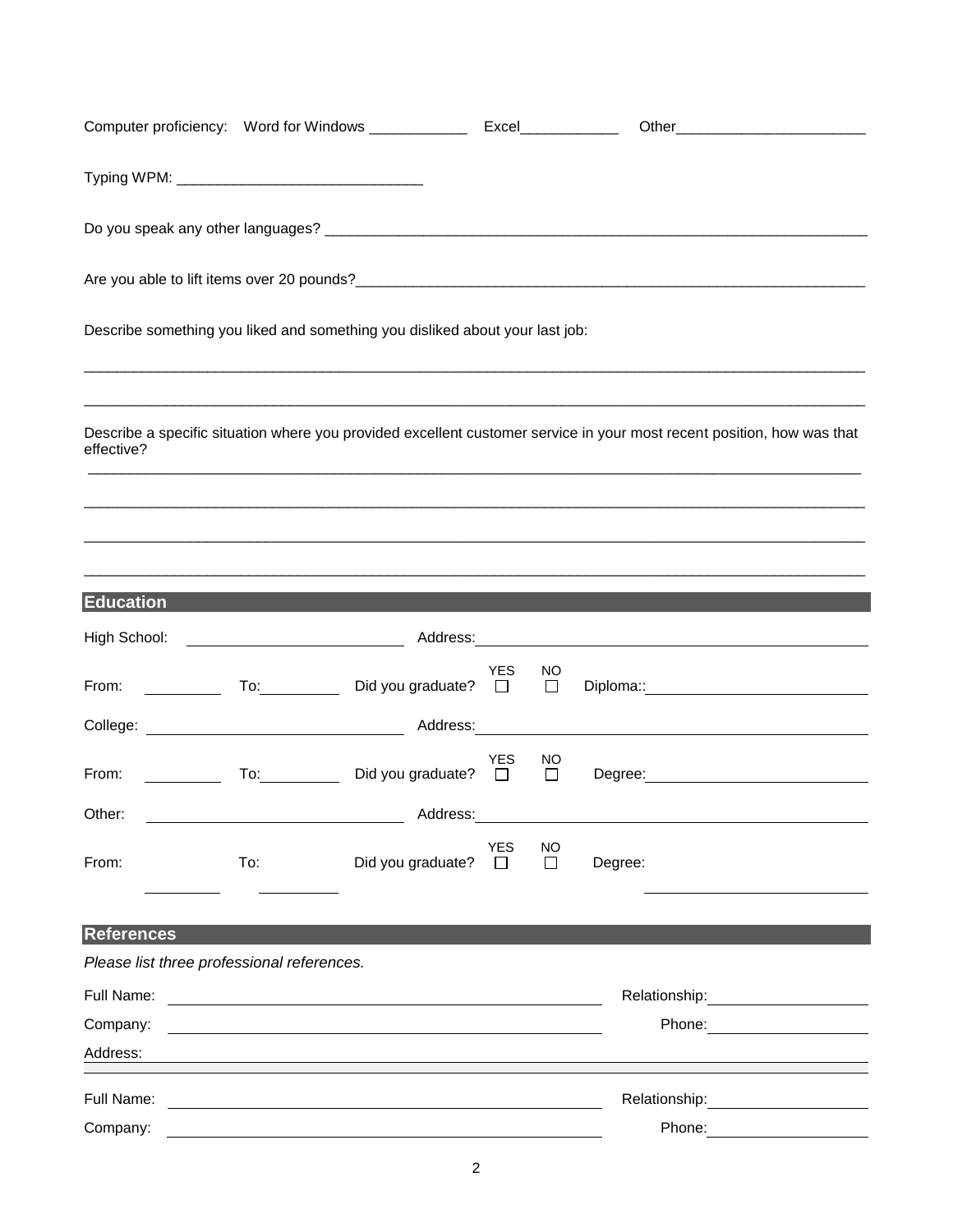Computer proficiency: Word for Windows ____________ Excel____________ Other_______________________

Typing WPM: ______________________________

Do you speak any other languages? ______________________________________________________________________

Are you able to lift items over 20 pounds?_______________________________________________________________

Describe something you liked and something you disliked about your last job:

_____________________________________________________________________________________________

_____________________________________________________________________________________________

Describe a specific situation where you provided excellent customer service in your most recent position, how was that effective?

_____________________________________________________________________________________________

_____________________________________________________________________________________________

_____________________________________________________________________________________________

_____________________________________________________________________________________________

## Education

High School: ____________________ Address: ________________________________________

From: ________ To: ________ Did you graduate? YES ☐ NO ☐ Diploma:: ____________________

College: ____________________ Address: ________________________________________

From: ________ To: ________ Did you graduate? YES ☐ NO ☐ Degree: ____________________

Other: ____________________ Address: ________________________________________

From: ________ To: ________ Did you graduate? YES ☐ NO ☐ Degree: ____________________

## References

*Please list three professional references.*

Full Name: ________________________________________ Relationship: ____________________

Company: ________________________________________ Phone: ____________________

Address: ________________________________________________________________________

Full Name: ________________________________________ Relationship: ____________________

Company: ________________________________________ Phone: ____________________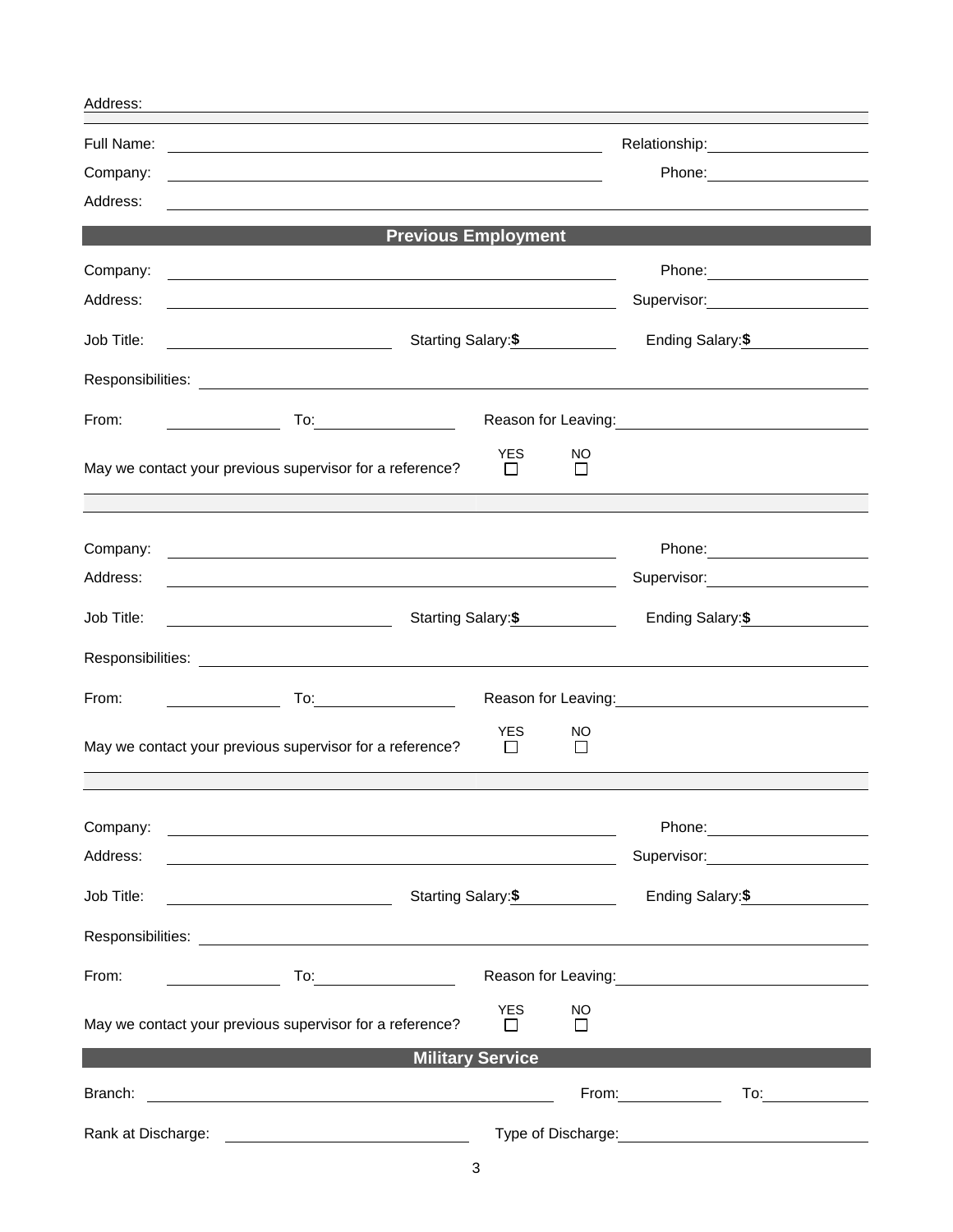Address: \_\_\_\_\_\_\_\_\_\_\_\_\_\_\_\_\_\_\_\_\_\_\_\_\_\_\_\_\_\_\_\_\_\_\_\_\_\_\_\_

Full Name: \_\_\_\_\_\_\_\_\_\_\_\_\_\_\_\_\_\_\_\_\_\_\_\_\_\_\_\_ Relationship: \_\_\_\_\_\_\_\_\_\_\_\_\_\_

Company: \_\_\_\_\_\_\_\_\_\_\_\_\_\_\_\_\_\_\_\_\_\_\_\_\_\_\_\_ Phone: \_\_\_\_\_\_\_\_\_\_\_\_\_\_

Address: \_\_\_\_\_\_\_\_\_\_\_\_\_\_\_\_\_\_\_\_\_\_\_\_\_\_\_\_\_\_\_\_\_\_\_\_\_\_\_\_

## Previous Employment

Company: \_\_\_\_\_\_\_\_\_\_\_\_\_\_\_\_\_\_\_\_\_\_\_\_\_\_\_\_ Phone: \_\_\_\_\_\_\_\_\_\_\_\_\_\_

Address: \_\_\_\_\_\_\_\_\_\_\_\_\_\_\_\_\_\_\_\_\_\_\_\_\_\_\_\_ Supervisor: \_\_\_\_\_\_\_\_\_\_\_\_\_\_

Job Title: \_\_\_\_\_\_\_\_\_\_\_\_\_\_ Starting Salary: **$** \_\_\_\_\_\_\_\_\_\_ Ending Salary: **$** \_\_\_\_\_\_\_\_\_\_

Responsibilities: \_\_\_\_\_\_\_\_\_\_\_\_\_\_\_\_\_\_\_\_\_\_\_\_\_\_\_\_\_\_\_\_\_\_\_\_\_\_\_\_

From: \_\_\_\_\_\_\_\_\_\_ To: \_\_\_\_\_\_\_\_\_\_ Reason for Leaving: \_\_\_\_\_\_\_\_\_\_\_\_\_\_\_\_\_\_\_\_

May we contact your previous supervisor for a reference? YES ☐ NO ☐

---

Company: \_\_\_\_\_\_\_\_\_\_\_\_\_\_\_\_\_\_\_\_\_\_\_\_\_\_\_\_ Phone: \_\_\_\_\_\_\_\_\_\_\_\_\_\_

Address: \_\_\_\_\_\_\_\_\_\_\_\_\_\_\_\_\_\_\_\_\_\_\_\_\_\_\_\_ Supervisor: \_\_\_\_\_\_\_\_\_\_\_\_\_\_

Job Title: \_\_\_\_\_\_\_\_\_\_\_\_\_\_ Starting Salary: **$** \_\_\_\_\_\_\_\_\_\_ Ending Salary: **$** \_\_\_\_\_\_\_\_\_\_

Responsibilities: \_\_\_\_\_\_\_\_\_\_\_\_\_\_\_\_\_\_\_\_\_\_\_\_\_\_\_\_\_\_\_\_\_\_\_\_\_\_\_\_

From: \_\_\_\_\_\_\_\_\_\_ To: \_\_\_\_\_\_\_\_\_\_ Reason for Leaving: \_\_\_\_\_\_\_\_\_\_\_\_\_\_\_\_\_\_\_\_

May we contact your previous supervisor for a reference? YES ☐ NO ☐

---

Company: \_\_\_\_\_\_\_\_\_\_\_\_\_\_\_\_\_\_\_\_\_\_\_\_\_\_\_\_ Phone: \_\_\_\_\_\_\_\_\_\_\_\_\_\_

Address: \_\_\_\_\_\_\_\_\_\_\_\_\_\_\_\_\_\_\_\_\_\_\_\_\_\_\_\_ Supervisor: \_\_\_\_\_\_\_\_\_\_\_\_\_\_

Job Title: \_\_\_\_\_\_\_\_\_\_\_\_\_\_ Starting Salary: **$** \_\_\_\_\_\_\_\_\_\_ Ending Salary: **$** \_\_\_\_\_\_\_\_\_\_

Responsibilities: \_\_\_\_\_\_\_\_\_\_\_\_\_\_\_\_\_\_\_\_\_\_\_\_\_\_\_\_\_\_\_\_\_\_\_\_\_\_\_\_

From: \_\_\_\_\_\_\_\_\_\_ To: \_\_\_\_\_\_\_\_\_\_ Reason for Leaving: \_\_\_\_\_\_\_\_\_\_\_\_\_\_\_\_\_\_\_\_

May we contact your previous supervisor for a reference? YES ☐ NO ☐

## Military Service

Branch: \_\_\_\_\_\_\_\_\_\_\_\_\_\_\_\_\_\_\_\_\_\_\_\_\_\_\_\_ From: \_\_\_\_\_\_\_\_\_\_ To: \_\_\_\_\_\_\_\_\_\_

Rank at Discharge: \_\_\_\_\_\_\_\_\_\_\_\_\_\_\_\_\_\_ Type of Discharge: \_\_\_\_\_\_\_\_\_\_\_\_\_\_\_\_\_\_\_\_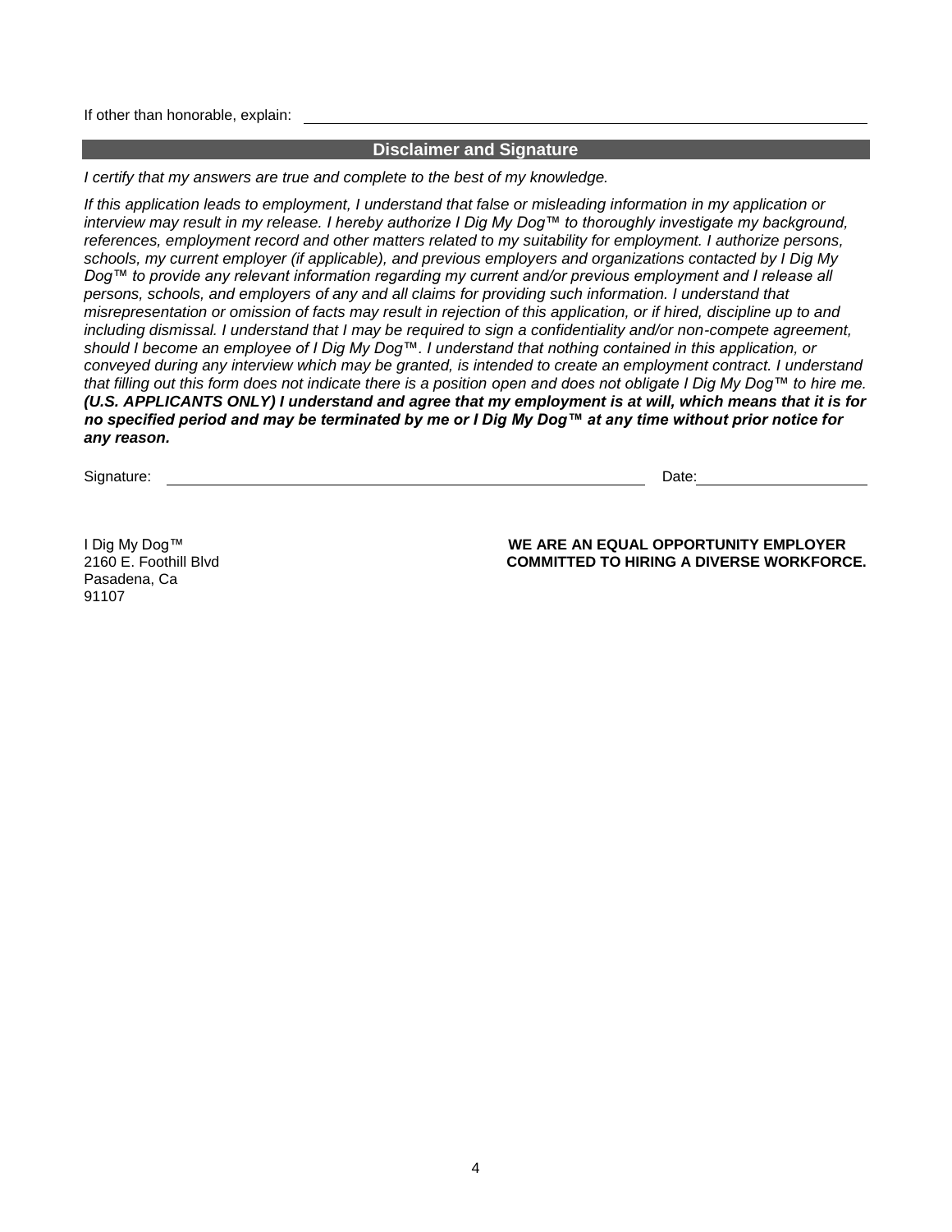If other than honorable, explain: \_\_\_\_\_\_\_\_\_\_\_\_\_\_\_\_\_\_\_\_\_\_\_\_\_\_\_\_\_\_\_\_\_\_\_\_\_\_\_\_

## Disclaimer and Signature

*I certify that my answers are true and complete to the best of my knowledge.*

*If this application leads to employment, I understand that false or misleading information in my application or interview may result in my release. I hereby authorize I Dig My Dog™ to thoroughly investigate my background, references, employment record and other matters related to my suitability for employment. I authorize persons, schools, my current employer (if applicable), and previous employers and organizations contacted by I Dig My Dog™ to provide any relevant information regarding my current and/or previous employment and I release all persons, schools, and employers of any and all claims for providing such information. I understand that misrepresentation or omission of facts may result in rejection of this application, or if hired, discipline up to and including dismissal. I understand that I may be required to sign a confidentiality and/or non-compete agreement, should I become an employee of I Dig My Dog™. I understand that nothing contained in this application, or conveyed during any interview which may be granted, is intended to create an employment contract. I understand that filling out this form does not indicate there is a position open and does not obligate I Dig My Dog™ to hire me.* ***(U.S. APPLICANTS ONLY) I understand and agree that my employment is at will, which means that it is for no specified period and may be terminated by me or I Dig My Dog™ at any time without prior notice for any reason.***

Signature: \_\_\_\_\_\_\_\_\_\_\_\_\_\_\_\_\_\_\_\_\_\_\_\_\_\_\_\_\_\_\_\_\_\_ Date: \_\_\_\_\_\_\_\_\_\_\_\_\_\_\_\_

I Dig My Dog™
2160 E. Foothill Blvd
Pasadena, Ca
91107

**WE ARE AN EQUAL OPPORTUNITY EMPLOYER COMMITTED TO HIRING A DIVERSE WORKFORCE.**